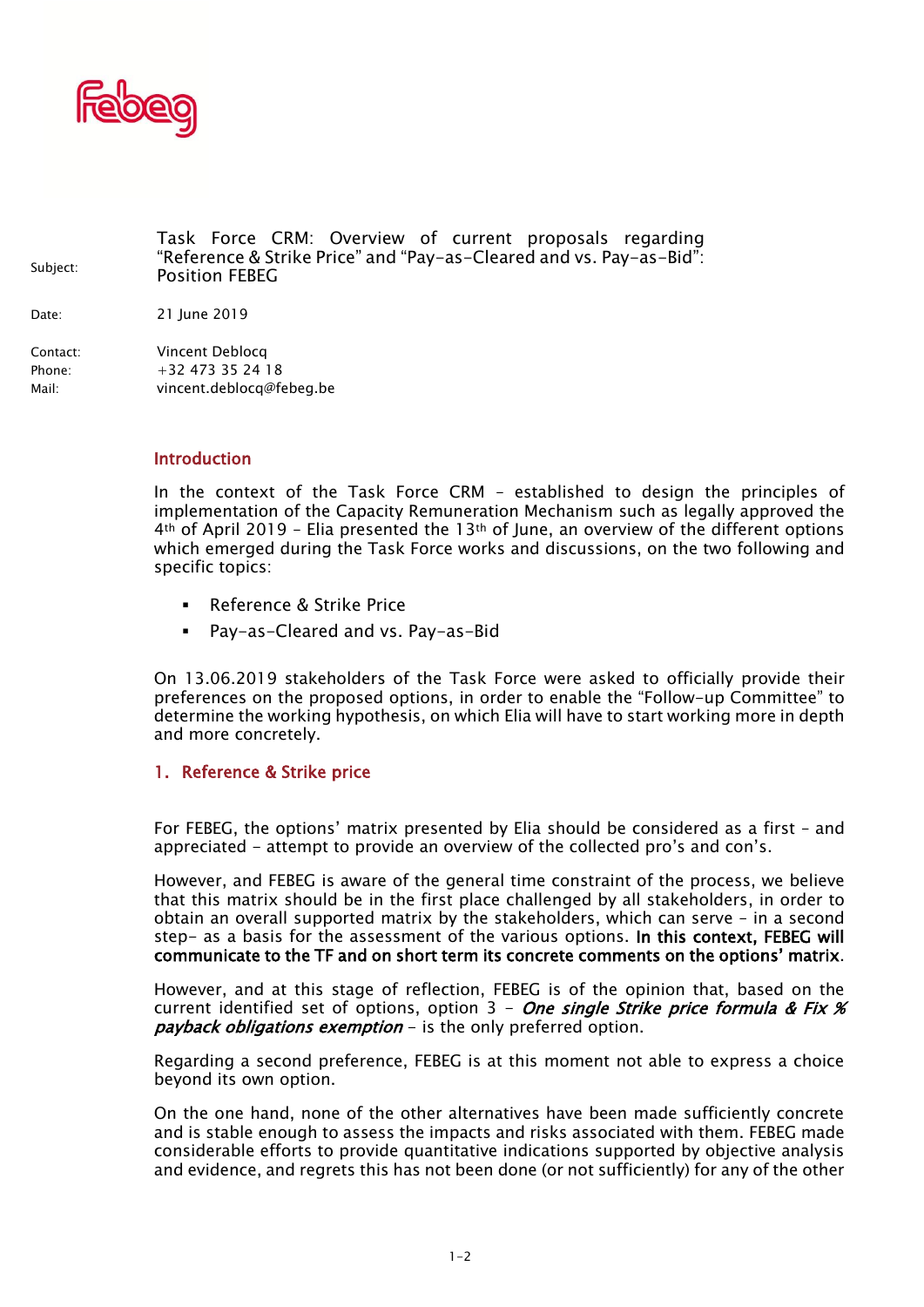febeg

| | |
|---|---|
| Subject: | Task Force CRM: Overview of current proposals regarding "Reference & Strike Price" and "Pay-as-Cleared and vs. Pay-as-Bid": Position FEBEG |
| Date: | 21 June 2019 |
| Contact: | Vincent Deblocq |
| Phone: | +32 473 35 24 18 |
| Mail: | vincent.deblocq@febeg.be |

## Introduction

In the context of the Task Force CRM – established to design the principles of implementation of the Capacity Remuneration Mechanism such as legally approved the 4th of April 2019 – Elia presented the 13th of June, an overview of the different options which emerged during the Task Force works and discussions, on the two following and specific topics:

- Reference & Strike Price
- Pay-as-Cleared and vs. Pay-as-Bid

On 13.06.2019 stakeholders of the Task Force were asked to officially provide their preferences on the proposed options, in order to enable the "Follow-up Committee" to determine the working hypothesis, on which Elia will have to start working more in depth and more concretely.

## 1. Reference & Strike price

For FEBEG, the options' matrix presented by Elia should be considered as a first – and appreciated – attempt to provide an overview of the collected pro's and con's.

However, and FEBEG is aware of the general time constraint of the process, we believe that this matrix should be in the first place challenged by all stakeholders, in order to obtain an overall supported matrix by the stakeholders, which can serve – in a second step- as a basis for the assessment of the various options. **In this context, FEBEG will communicate to the TF and on short term its concrete comments on the options' matrix**.

However, and at this stage of reflection, FEBEG is of the opinion that, based on the current identified set of options, option 3 – ***One single Strike price formula & Fix % payback obligations exemption*** – is the only preferred option.

Regarding a second preference, FEBEG is at this moment not able to express a choice beyond its own option.

On the one hand, none of the other alternatives have been made sufficiently concrete and is stable enough to assess the impacts and risks associated with them. FEBEG made considerable efforts to provide quantitative indications supported by objective analysis and evidence, and regrets this has not been done (or not sufficiently) for any of the other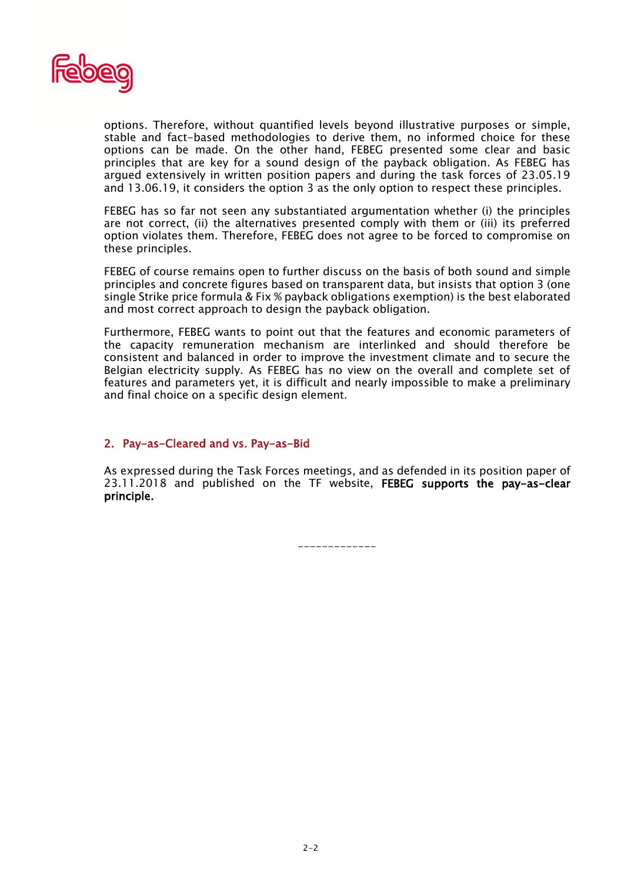options. Therefore, without quantified levels beyond illustrative purposes or simple, stable and fact-based methodologies to derive them, no informed choice for these options can be made. On the other hand, FEBEG presented some clear and basic principles that are key for a sound design of the payback obligation. As FEBEG has argued extensively in written position papers and during the task forces of 23.05.19 and 13.06.19, it considers the option 3 as the only option to respect these principles.

FEBEG has so far not seen any substantiated argumentation whether (i) the principles are not correct, (ii) the alternatives presented comply with them or (iii) its preferred option violates them. Therefore, FEBEG does not agree to be forced to compromise on these principles.

FEBEG of course remains open to further discuss on the basis of both sound and simple principles and concrete figures based on transparent data, but insists that option 3 (one single Strike price formula & Fix % payback obligations exemption) is the best elaborated and most correct approach to design the payback obligation.

Furthermore, FEBEG wants to point out that the features and economic parameters of the capacity remuneration mechanism are interlinked and should therefore be consistent and balanced in order to improve the investment climate and to secure the Belgian electricity supply. As FEBEG has no view on the overall and complete set of features and parameters yet, it is difficult and nearly impossible to make a preliminary and final choice on a specific design element.

## 2. Pay-as-Cleared and vs. Pay-as-Bid

As expressed during the Task Forces meetings, and as defended in its position paper of 23.11.2018 and published on the TF website, **FEBEG supports the pay-as-clear principle.**

-------------